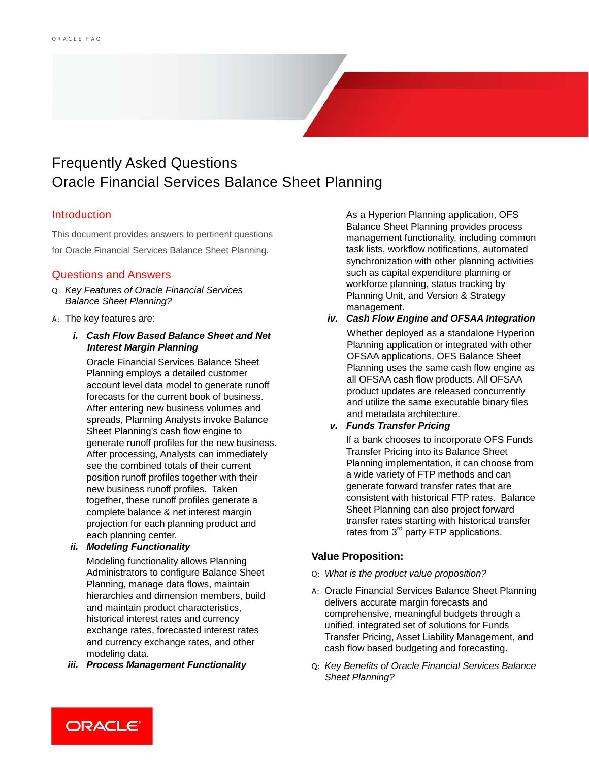# Frequently Asked Questions
# Oracle Financial Services Balance Sheet Planning

## Introduction

This document provides answers to pertinent questions for Oracle Financial Services Balance Sheet Planning.

## Questions and Answers

Q: *Key Features of Oracle Financial Services Balance Sheet Planning?*

A: The key features are:

***i. Cash Flow Based Balance Sheet and Net Interest Margin Planning***

Oracle Financial Services Balance Sheet Planning employs a detailed customer account level data model to generate runoff forecasts for the current book of business. After entering new business volumes and spreads, Planning Analysts invoke Balance Sheet Planning's cash flow engine to generate runoff profiles for the new business. After processing, Analysts can immediately see the combined totals of their current position runoff profiles together with their new business runoff profiles. Taken together, these runoff profiles generate a complete balance & net interest margin projection for each planning product and each planning center.

***ii. Modeling Functionality***

Modeling functionality allows Planning Administrators to configure Balance Sheet Planning, manage data flows, maintain hierarchies and dimension members, build and maintain product characteristics, historical interest rates and currency exchange rates, forecasted interest rates and currency exchange rates, and other modeling data.

***iii. Process Management Functionality***

As a Hyperion Planning application, OFS Balance Sheet Planning provides process management functionality, including common task lists, workflow notifications, automated synchronization with other planning activities such as capital expenditure planning or workforce planning, status tracking by Planning Unit, and Version & Strategy management.

***iv. Cash Flow Engine and OFSAA Integration***

Whether deployed as a standalone Hyperion Planning application or integrated with other OFSAA applications, OFS Balance Sheet Planning uses the same cash flow engine as all OFSAA cash flow products. All OFSAA product updates are released concurrently and utilize the same executable binary files and metadata architecture.

***v. Funds Transfer Pricing***

If a bank chooses to incorporate OFS Funds Transfer Pricing into its Balance Sheet Planning implementation, it can choose from a wide variety of FTP methods and can generate forward transfer rates that are consistent with historical FTP rates. Balance Sheet Planning can also project forward transfer rates starting with historical transfer rates from 3rd party FTP applications.

### Value Proposition:

Q: *What is the product value proposition?*

A: Oracle Financial Services Balance Sheet Planning delivers accurate margin forecasts and comprehensive, meaningful budgets through a unified, integrated set of solutions for Funds Transfer Pricing, Asset Liability Management, and cash flow based budgeting and forecasting.

Q: *Key Benefits of Oracle Financial Services Balance Sheet Planning?*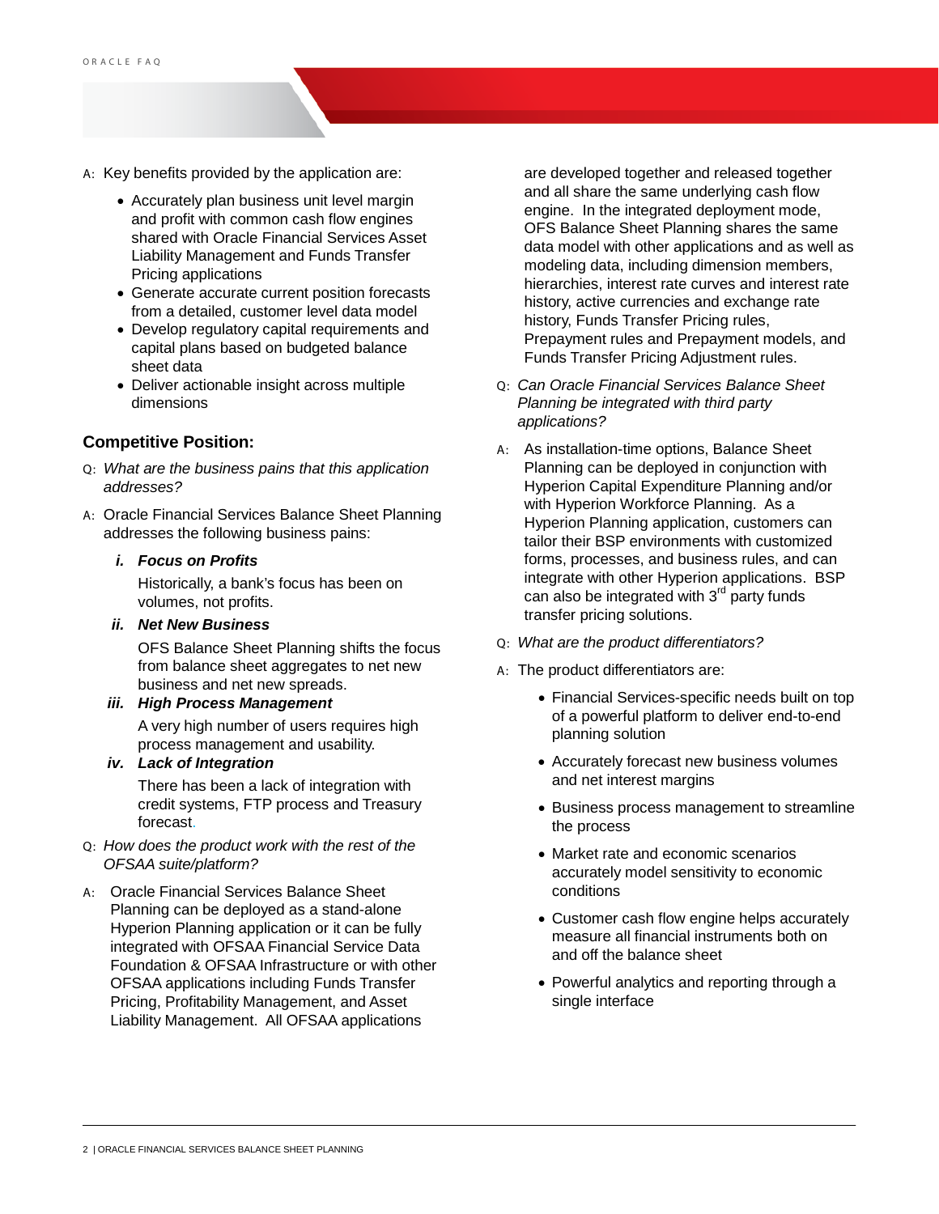A: Key benefits provided by the application are:

- Accurately plan business unit level margin and profit with common cash flow engines shared with Oracle Financial Services Asset Liability Management and Funds Transfer Pricing applications
- Generate accurate current position forecasts from a detailed, customer level data model
- Develop regulatory capital requirements and capital plans based on budgeted balance sheet data
- Deliver actionable insight across multiple dimensions

### Competitive Position:

Q: *What are the business pains that this application addresses?*

A: Oracle Financial Services Balance Sheet Planning addresses the following business pains:

***i. Focus on Profits***

Historically, a bank's focus has been on volumes, not profits.

***ii. Net New Business***

OFS Balance Sheet Planning shifts the focus from balance sheet aggregates to net new business and net new spreads.

***iii. High Process Management***

A very high number of users requires high process management and usability.

***iv. Lack of Integration***

There has been a lack of integration with credit systems, FTP process and Treasury forecast.

Q: *How does the product work with the rest of the OFSAA suite/platform?*

A: Oracle Financial Services Balance Sheet Planning can be deployed as a stand-alone Hyperion Planning application or it can be fully integrated with OFSAA Financial Service Data Foundation & OFSAA Infrastructure or with other OFSAA applications including Funds Transfer Pricing, Profitability Management, and Asset Liability Management. All OFSAA applications are developed together and released together and all share the same underlying cash flow engine. In the integrated deployment mode, OFS Balance Sheet Planning shares the same data model with other applications and as well as modeling data, including dimension members, hierarchies, interest rate curves and interest rate history, active currencies and exchange rate history, Funds Transfer Pricing rules, Prepayment rules and Prepayment models, and Funds Transfer Pricing Adjustment rules.

Q: *Can Oracle Financial Services Balance Sheet Planning be integrated with third party applications?*

A: As installation-time options, Balance Sheet Planning can be deployed in conjunction with Hyperion Capital Expenditure Planning and/or with Hyperion Workforce Planning. As a Hyperion Planning application, customers can tailor their BSP environments with customized forms, processes, and business rules, and can integrate with other Hyperion applications. BSP can also be integrated with 3rd party funds transfer pricing solutions.

Q: *What are the product differentiators?*

A: The product differentiators are:

- Financial Services-specific needs built on top of a powerful platform to deliver end-to-end planning solution
- Accurately forecast new business volumes and net interest margins
- Business process management to streamline the process
- Market rate and economic scenarios accurately model sensitivity to economic conditions
- Customer cash flow engine helps accurately measure all financial instruments both on and off the balance sheet
- Powerful analytics and reporting through a single interface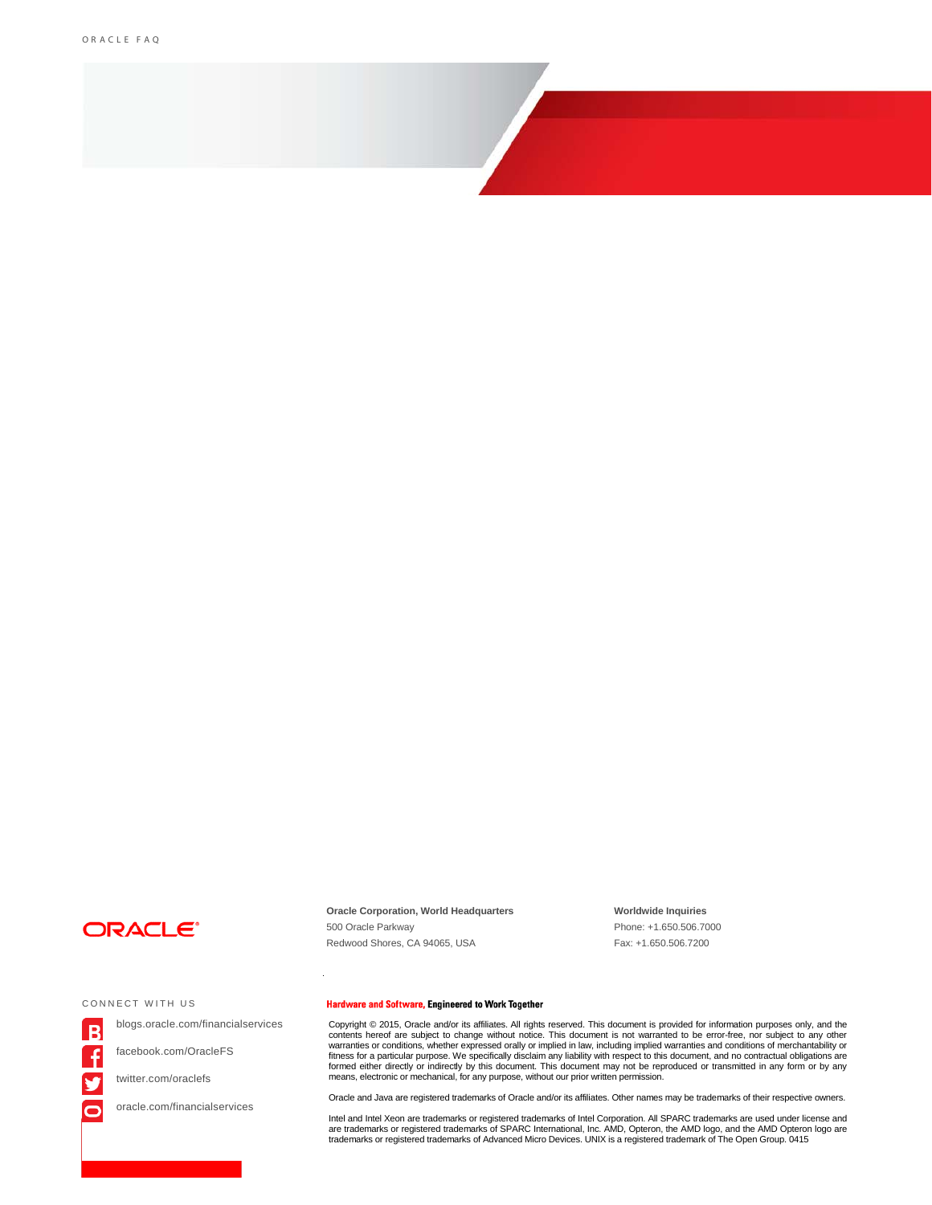ORACLE

**Oracle Corporation, World Headquarters**
500 Oracle Parkway
Redwood Shores, CA 94065, USA

**Worldwide Inquiries**
Phone: +1.650.506.7000
Fax: +1.650.506.7200

CONNECT WITH US

blogs.oracle.com/financialservices

facebook.com/OracleFS

twitter.com/oraclefs

oracle.com/financialservices

**Hardware and Software, Engineered to Work Together**

Copyright © 2015, Oracle and/or its affiliates. All rights reserved. This document is provided for information purposes only, and the contents hereof are subject to change without notice. This document is not warranted to be error-free, nor subject to any other warranties or conditions, whether expressed orally or implied in law, including implied warranties and conditions of merchantability or fitness for a particular purpose. We specifically disclaim any liability with respect to this document, and no contractual obligations are formed either directly or indirectly by this document. This document may not be reproduced or transmitted in any form or by any means, electronic or mechanical, for any purpose, without our prior written permission.

Oracle and Java are registered trademarks of Oracle and/or its affiliates. Other names may be trademarks of their respective owners.

Intel and Intel Xeon are trademarks or registered trademarks of Intel Corporation. All SPARC trademarks are used under license and are trademarks or registered trademarks of SPARC International, Inc. AMD, Opteron, the AMD logo, and the AMD Opteron logo are trademarks or registered trademarks of Advanced Micro Devices. UNIX is a registered trademark of The Open Group. 0415